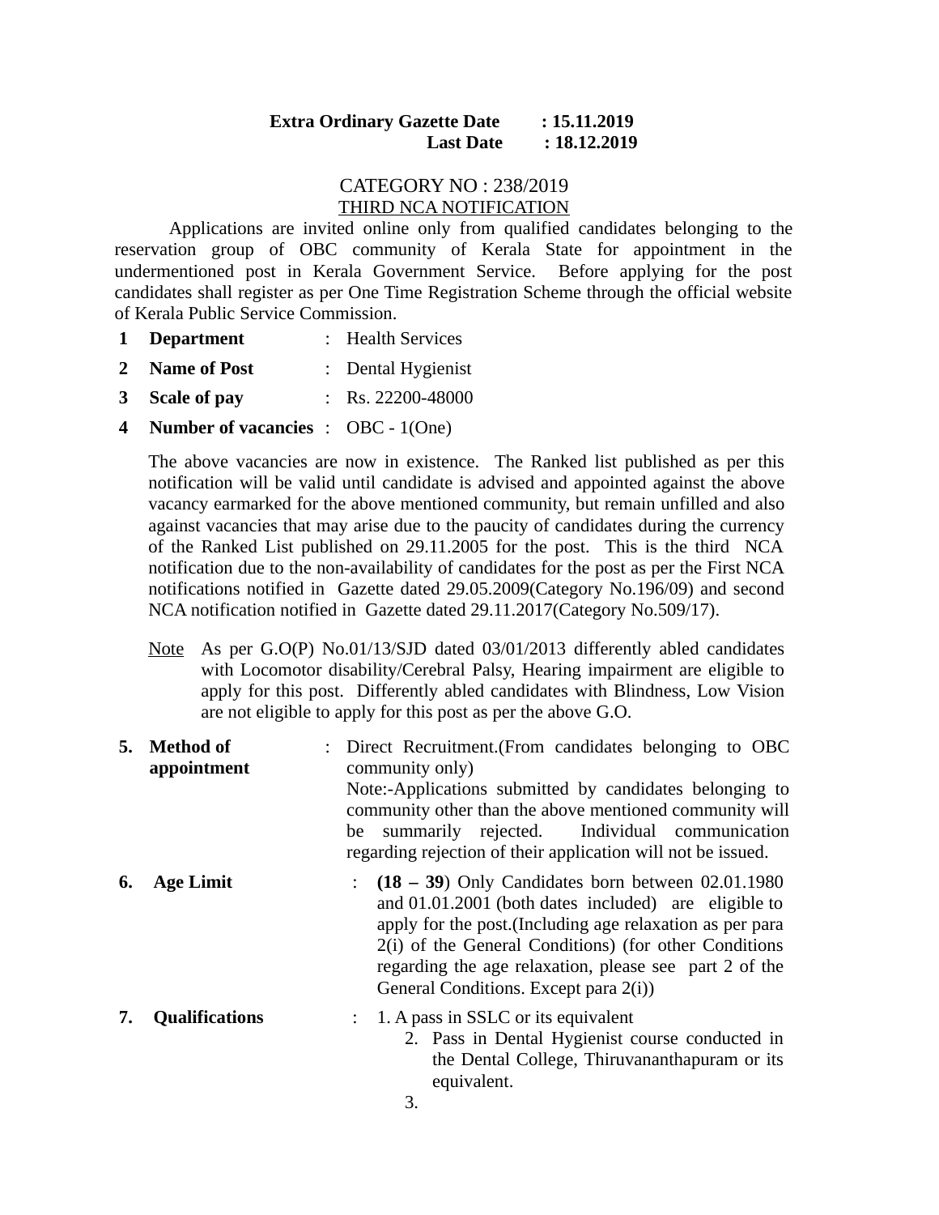**Extra Ordinary Gazette Date : 15.11.2019**
**Last Date : 18.12.2019**

CATEGORY NO : 238/2019

THIRD NCA NOTIFICATION

Applications are invited online only from qualified candidates belonging to the reservation group of OBC community of Kerala State for appointment in the undermentioned post in Kerala Government Service. Before applying for the post candidates shall register as per One Time Registration Scheme through the official website of Kerala Public Service Commission.

1. **Department** : Health Services
2. **Name of Post** : Dental Hygienist
3. **Scale of pay** : Rs. 22200-48000
4. **Number of vacancies** : OBC - 1(One)

   The above vacancies are now in existence. The Ranked list published as per this notification will be valid until candidate is advised and appointed against the above vacancy earmarked for the above mentioned community, but remain unfilled and also against vacancies that may arise due to the paucity of candidates during the currency of the Ranked List published on 29.11.2005 for the post. This is the third NCA notification due to the non-availability of candidates for the post as per the First NCA notifications notified in Gazette dated 29.05.2009(Category No.196/09) and second NCA notification notified in Gazette dated 29.11.2017(Category No.509/17).

   Note As per G.O(P) No.01/13/SJD dated 03/01/2013 differently abled candidates with Locomotor disability/Cerebral Palsy, Hearing impairment are eligible to apply for this post. Differently abled candidates with Blindness, Low Vision are not eligible to apply for this post as per the above G.O.

5. **Method of appointment** : Direct Recruitment.(From candidates belonging to OBC community only)
   Note:-Applications submitted by candidates belonging to community other than the above mentioned community will be summarily rejected. Individual communication regarding rejection of their application will not be issued.

6. **Age Limit** : **(18 – 39**) Only Candidates born between 02.01.1980 and 01.01.2001 (both dates included) are eligible to apply for the post.(Including age relaxation as per para 2(i) of the General Conditions) (for other Conditions regarding the age relaxation, please see part 2 of the General Conditions. Except para 2(i))

7. **Qualifications** : 1. A pass in SSLC or its equivalent
   2. Pass in Dental Hygienist course conducted in the Dental College, Thiruvananthapuram or its equivalent.
   3.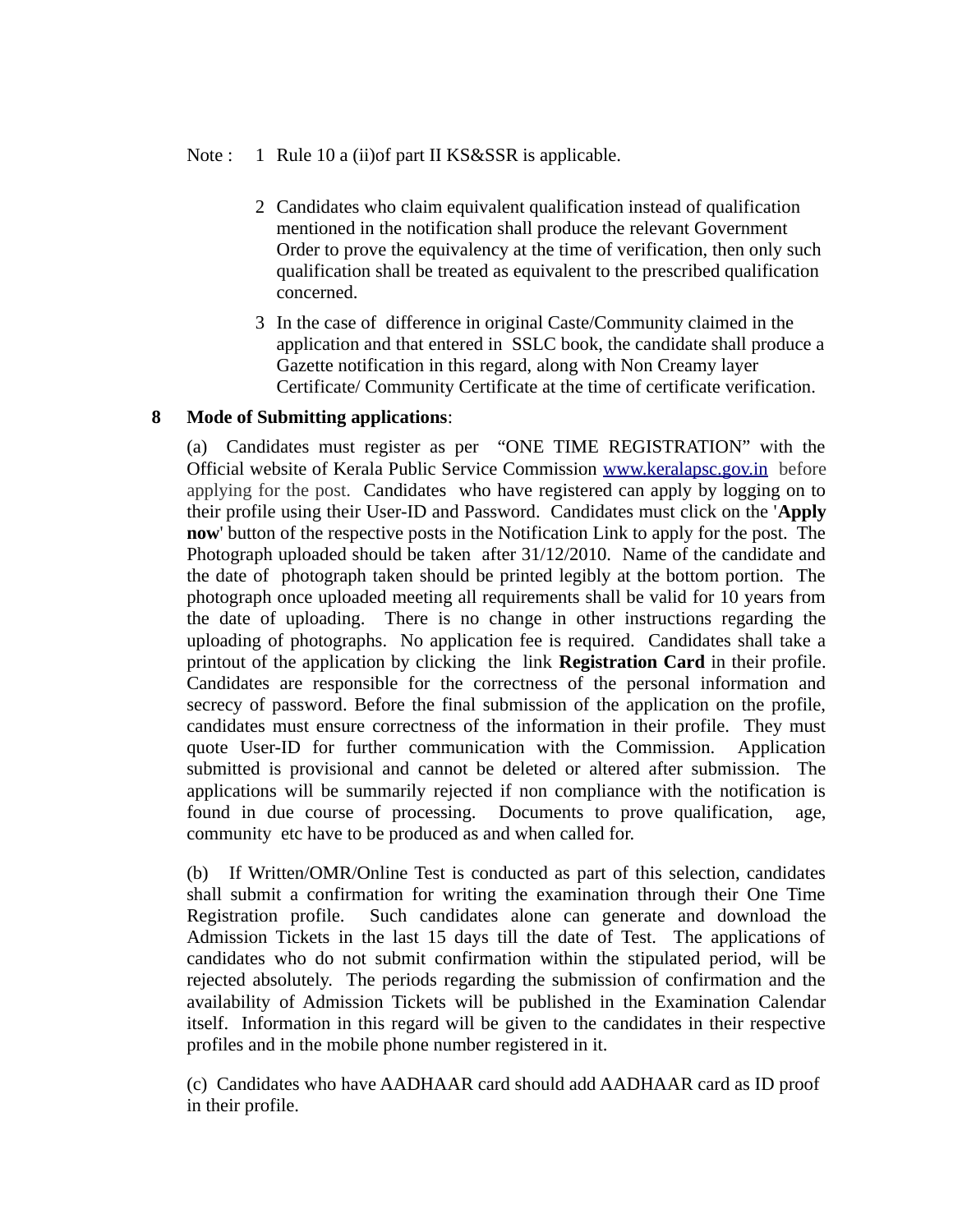Note : 1 Rule 10 a (ii)of part II KS&SSR is applicable.

2 Candidates who claim equivalent qualification instead of qualification mentioned in the notification shall produce the relevant Government Order to prove the equivalency at the time of verification, then only such qualification shall be treated as equivalent to the prescribed qualification concerned.

3 In the case of difference in original Caste/Community claimed in the application and that entered in SSLC book, the candidate shall produce a Gazette notification in this regard, along with Non Creamy layer Certificate/ Community Certificate at the time of certificate verification.

**8 Mode of Submitting applications**:

(a) Candidates must register as per "ONE TIME REGISTRATION" with the Official website of Kerala Public Service Commission www.keralapsc.gov.in before applying for the post. Candidates who have registered can apply by logging on to their profile using their User-ID and Password. Candidates must click on the '**Apply now**' button of the respective posts in the Notification Link to apply for the post. The Photograph uploaded should be taken after 31/12/2010. Name of the candidate and the date of photograph taken should be printed legibly at the bottom portion. The photograph once uploaded meeting all requirements shall be valid for 10 years from the date of uploading. There is no change in other instructions regarding the uploading of photographs. No application fee is required. Candidates shall take a printout of the application by clicking the link **Registration Card** in their profile. Candidates are responsible for the correctness of the personal information and secrecy of password. Before the final submission of the application on the profile, candidates must ensure correctness of the information in their profile. They must quote User-ID for further communication with the Commission. Application submitted is provisional and cannot be deleted or altered after submission. The applications will be summarily rejected if non compliance with the notification is found in due course of processing. Documents to prove qualification, age, community etc have to be produced as and when called for.

(b) If Written/OMR/Online Test is conducted as part of this selection, candidates shall submit a confirmation for writing the examination through their One Time Registration profile. Such candidates alone can generate and download the Admission Tickets in the last 15 days till the date of Test. The applications of candidates who do not submit confirmation within the stipulated period, will be rejected absolutely. The periods regarding the submission of confirmation and the availability of Admission Tickets will be published in the Examination Calendar itself. Information in this regard will be given to the candidates in their respective profiles and in the mobile phone number registered in it.

(c) Candidates who have AADHAAR card should add AADHAAR card as ID proof in their profile.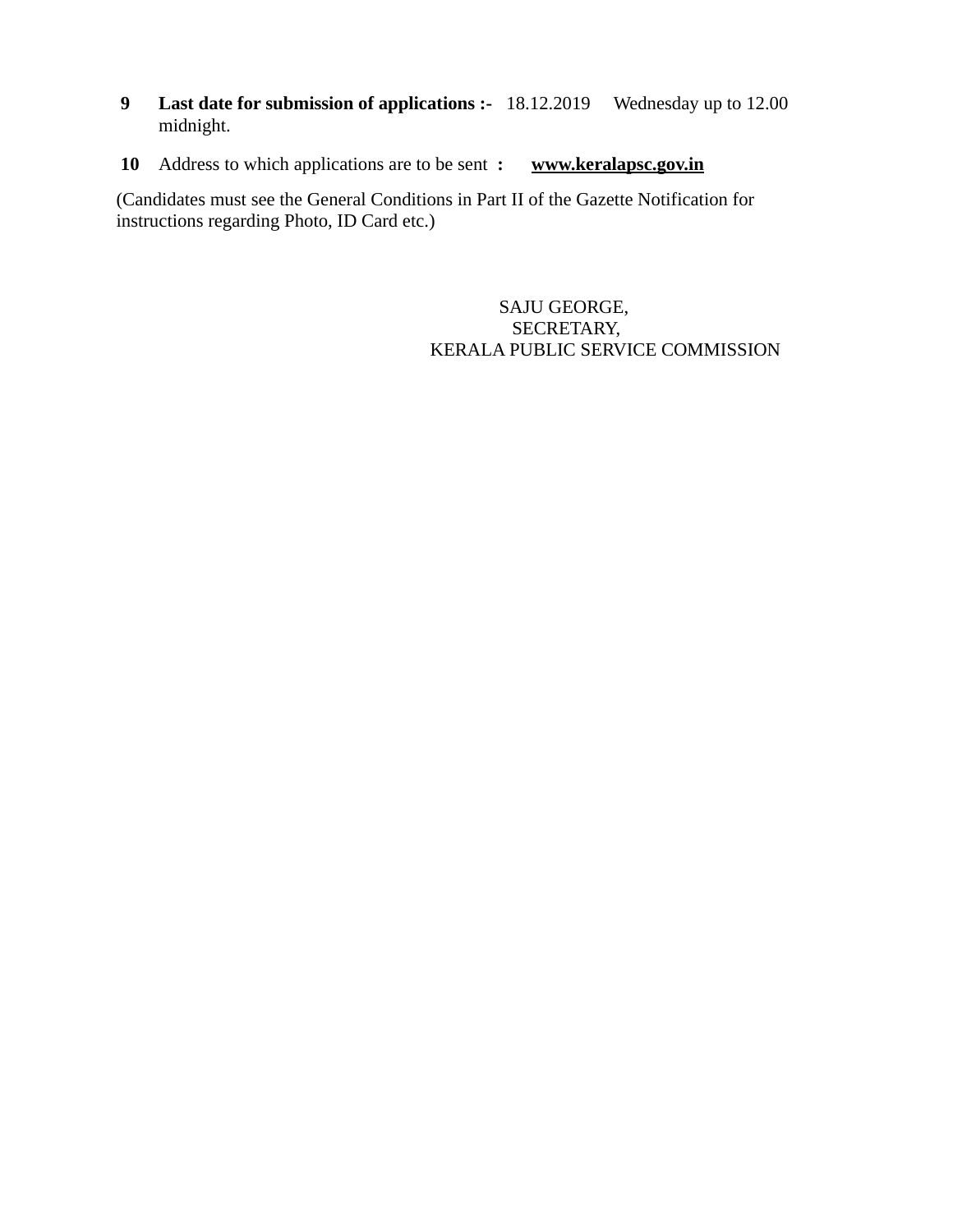9 **Last date for submission of applications :-** 18.12.2019 Wednesday up to 12.00 midnight.

10 Address to which applications are to be sent **:** **[www.keralapsc.gov.in](http://www.keralapsc.gov.in)**

(Candidates must see the General Conditions in Part II of the Gazette Notification for instructions regarding Photo, ID Card etc.)

SAJU GEORGE,  
SECRETARY,  
KERALA PUBLIC SERVICE COMMISSION